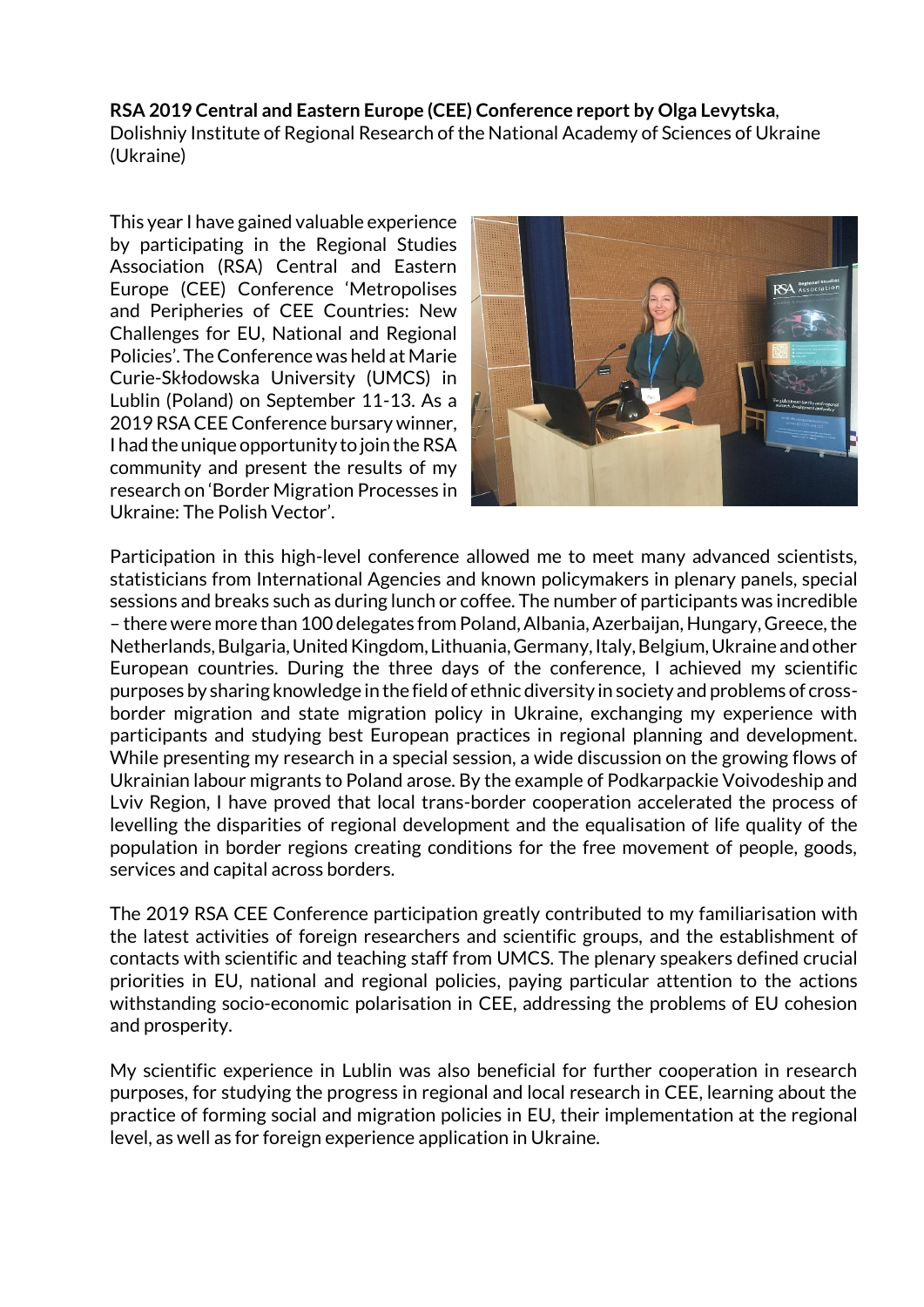**RSA 2019 Central and Eastern Europe (CEE) Conference report by Olga Levytska**, Dolishniy Institute of Regional Research of the National Academy of Sciences of Ukraine (Ukraine)

This year I have gained valuable experience by participating in the Regional Studies Association (RSA) Central and Eastern Europe (CEE) Conference 'Metropolises and Peripheries of CEE Countries: New Challenges for EU, National and Regional Policies'. The Conference was held at Marie Curie-Skłodowska University (UMCS) in Lublin (Poland) on September 11-13. As a 2019 RSA CEE Conference bursary winner, I had the unique opportunity to join the RSA community and present the results of my research on 'Border Migration Processes in Ukraine: The Polish Vector'.

Participation in this high-level conference allowed me to meet many advanced scientists, statisticians from International Agencies and known policymakers in plenary panels, special sessions and breaks such as during lunch or coffee. The number of participants was incredible – there were more than 100 delegates from Poland, Albania, Azerbaijan, Hungary, Greece, the Netherlands, Bulgaria, United Kingdom, Lithuania, Germany, Italy, Belgium, Ukraine and other European countries. During the three days of the conference, I achieved my scientific purposes by sharing knowledge in the field of ethnic diversity in society and problems of cross-border migration and state migration policy in Ukraine, exchanging my experience with participants and studying best European practices in regional planning and development. While presenting my research in a special session, a wide discussion on the growing flows of Ukrainian labour migrants to Poland arose. By the example of Podkarpackie Voivodeship and Lviv Region, I have proved that local trans-border cooperation accelerated the process of levelling the disparities of regional development and the equalisation of life quality of the population in border regions creating conditions for the free movement of people, goods, services and capital across borders.

The 2019 RSA CEE Conference participation greatly contributed to my familiarisation with the latest activities of foreign researchers and scientific groups, and the establishment of contacts with scientific and teaching staff from UMCS. The plenary speakers defined crucial priorities in EU, national and regional policies, paying particular attention to the actions withstanding socio-economic polarisation in CEE, addressing the problems of EU cohesion and prosperity.

My scientific experience in Lublin was also beneficial for further cooperation in research purposes, for studying the progress in regional and local research in CEE, learning about the practice of forming social and migration policies in EU, their implementation at the regional level, as well as for foreign experience application in Ukraine.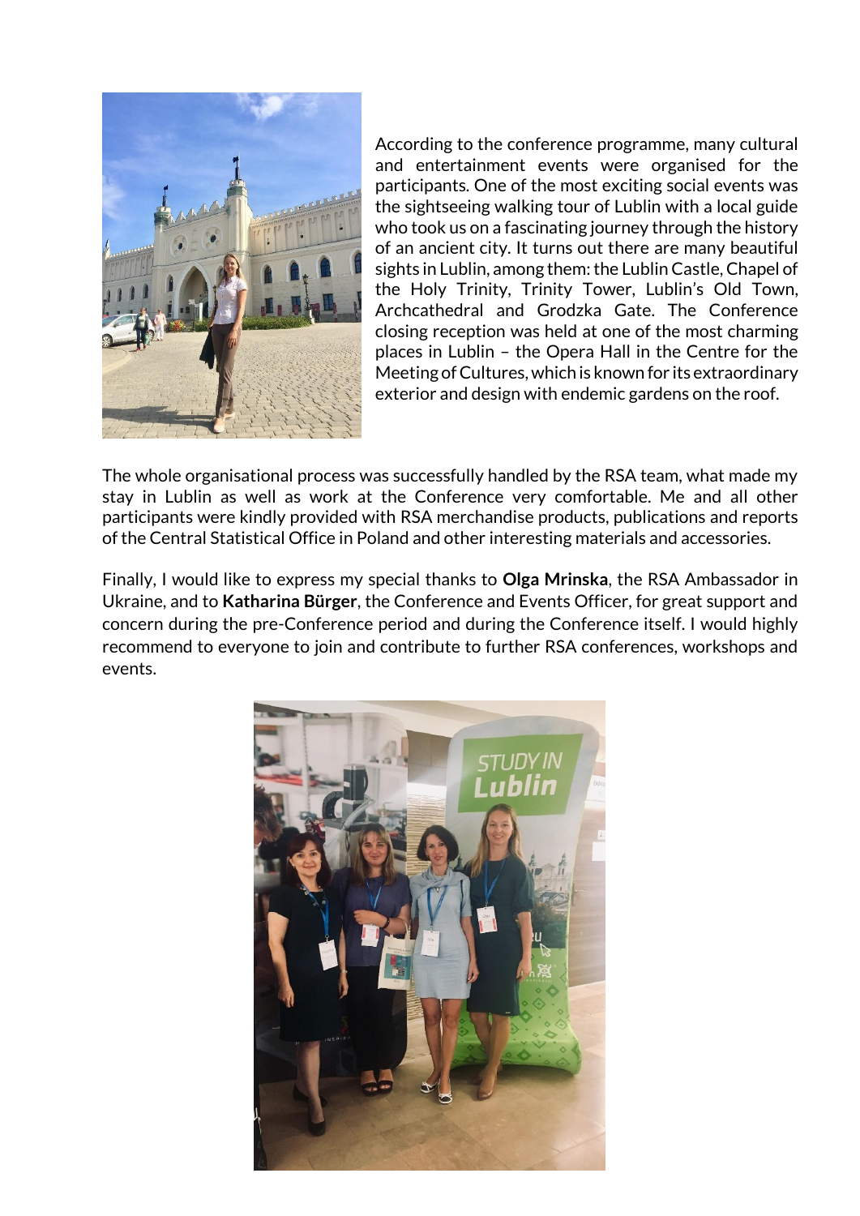According to the conference programme, many cultural and entertainment events were organised for the participants. One of the most exciting social events was the sightseeing walking tour of Lublin with a local guide who took us on a fascinating journey through the history of an ancient city. It turns out there are many beautiful sights in Lublin, among them: the Lublin Castle, Chapel of the Holy Trinity, Trinity Tower, Lublin's Old Town, Archcathedral and Grodzka Gate. The Conference closing reception was held at one of the most charming places in Lublin – the Opera Hall in the Centre for the Meeting of Cultures, which is known for its extraordinary exterior and design with endemic gardens on the roof.

The whole organisational process was successfully handled by the RSA team, what made my stay in Lublin as well as work at the Conference very comfortable. Me and all other participants were kindly provided with RSA merchandise products, publications and reports of the Central Statistical Office in Poland and other interesting materials and accessories.

Finally, I would like to express my special thanks to **Olga Mrinska**, the RSA Ambassador in Ukraine, and to **Katharina Bürger**, the Conference and Events Officer, for great support and concern during the pre-Conference period and during the Conference itself. I would highly recommend to everyone to join and contribute to further RSA conferences, workshops and events.